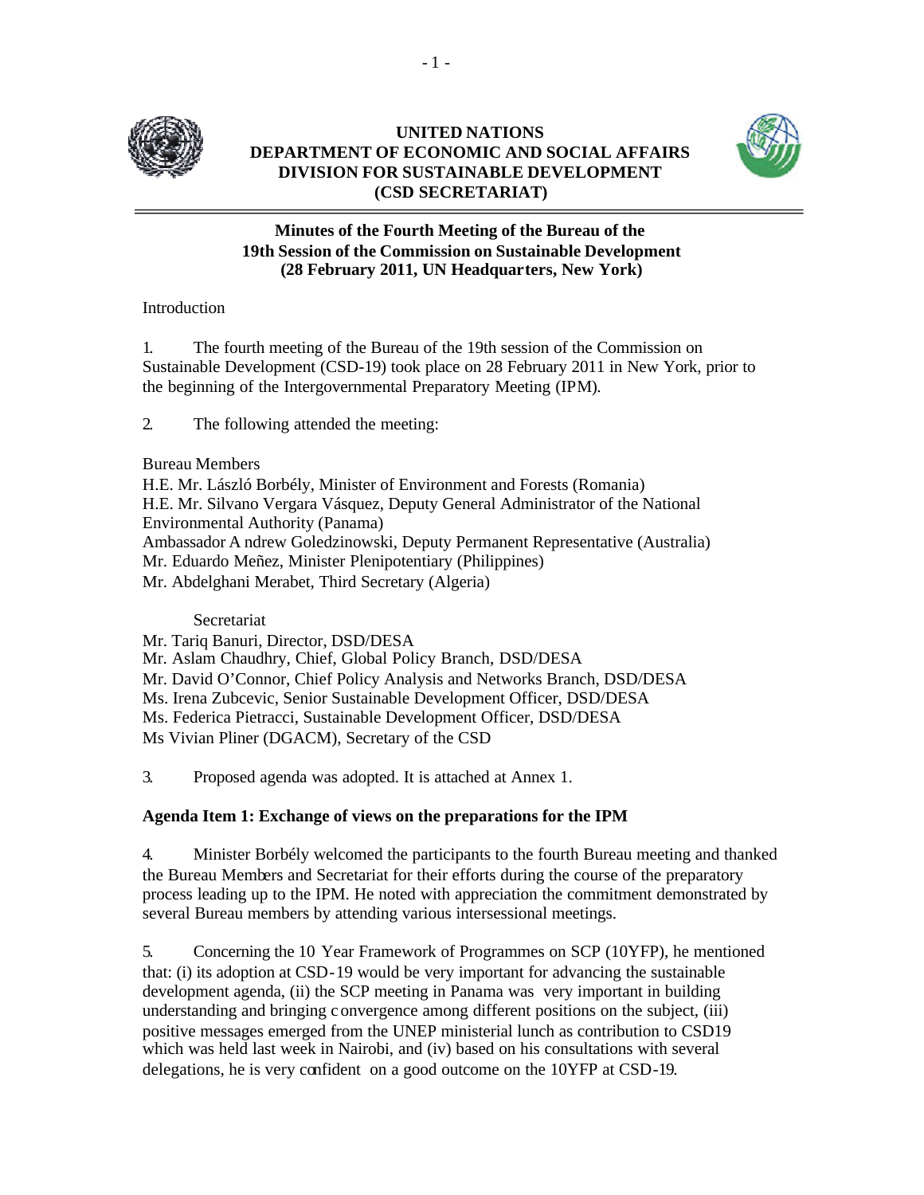**UNITED NATIONS**
**DEPARTMENT OF ECONOMIC AND SOCIAL AFFAIRS**
**DIVISION FOR SUSTAINABLE DEVELOPMENT**
**(CSD SECRETARIAT)**

---

# Minutes of the Fourth Meeting of the Bureau of the 19th Session of the Commission on Sustainable Development (28 February 2011, UN Headquarters, New York)

Introduction

1. The fourth meeting of the Bureau of the 19th session of the Commission on Sustainable Development (CSD-19) took place on 28 February 2011 in New York, prior to the beginning of the Intergovernmental Preparatory Meeting (IPM).

2. The following attended the meeting:

Bureau Members
H.E. Mr. László Borbély, Minister of Environment and Forests (Romania)
H.E. Mr. Silvano Vergara Vásquez, Deputy General Administrator of the National Environmental Authority (Panama)
Ambassador Andrew Goledzinowski, Deputy Permanent Representative (Australia)
Mr. Eduardo Meñez, Minister Plenipotentiary (Philippines)
Mr. Abdelghani Merabet, Third Secretary (Algeria)

Secretariat
Mr. Tariq Banuri, Director, DSD/DESA
Mr. Aslam Chaudhry, Chief, Global Policy Branch, DSD/DESA
Mr. David O'Connor, Chief Policy Analysis and Networks Branch, DSD/DESA
Ms. Irena Zubcevic, Senior Sustainable Development Officer, DSD/DESA
Ms. Federica Pietracci, Sustainable Development Officer, DSD/DESA
Ms Vivian Pliner (DGACM), Secretary of the CSD

3. Proposed agenda was adopted. It is attached at Annex 1.

## Agenda Item 1: Exchange of views on the preparations for the IPM

4. Minister Borbély welcomed the participants to the fourth Bureau meeting and thanked the Bureau Members and Secretariat for their efforts during the course of the preparatory process leading up to the IPM. He noted with appreciation the commitment demonstrated by several Bureau members by attending various intersessional meetings.

5. Concerning the 10 Year Framework of Programmes on SCP (10YFP), he mentioned that: (i) its adoption at CSD-19 would be very important for advancing the sustainable development agenda, (ii) the SCP meeting in Panama was very important in building understanding and bringing convergence among different positions on the subject, (iii) positive messages emerged from the UNEP ministerial lunch as contribution to CSD19 which was held last week in Nairobi, and (iv) based on his consultations with several delegations, he is very confident on a good outcome on the 10YFP at CSD-19.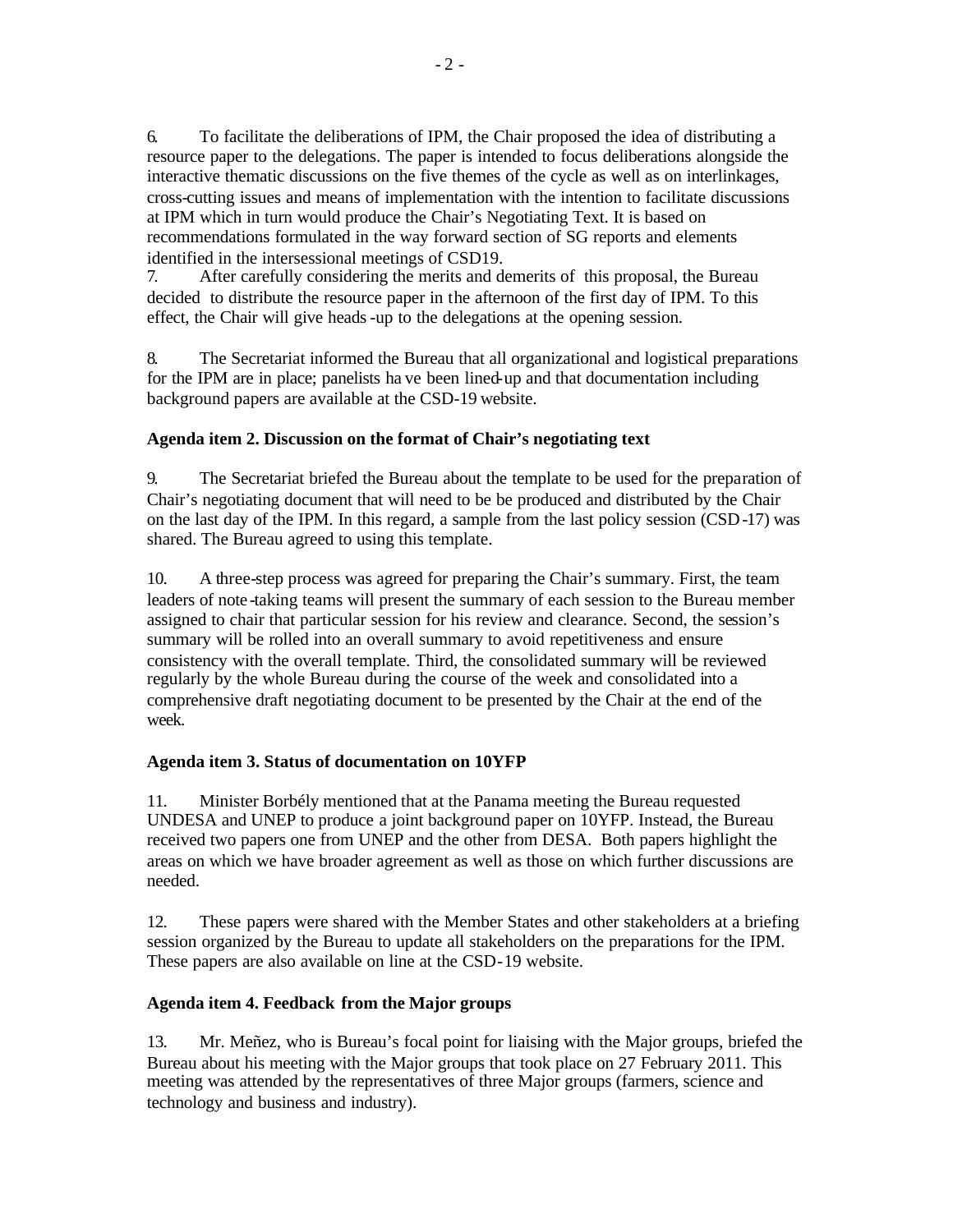6. To facilitate the deliberations of IPM, the Chair proposed the idea of distributing a resource paper to the delegations. The paper is intended to focus deliberations alongside the interactive thematic discussions on the five themes of the cycle as well as on interlinkages, cross-cutting issues and means of implementation with the intention to facilitate discussions at IPM which in turn would produce the Chair's Negotiating Text. It is based on recommendations formulated in the way forward section of SG reports and elements identified in the intersessional meetings of CSD19.

7. After carefully considering the merits and demerits of this proposal, the Bureau decided to distribute the resource paper in the afternoon of the first day of IPM. To this effect, the Chair will give heads-up to the delegations at the opening session.

8. The Secretariat informed the Bureau that all organizational and logistical preparations for the IPM are in place; panelists have been lined-up and that documentation including background papers are available at the CSD-19 website.

**Agenda item 2. Discussion on the format of Chair's negotiating text**

9. The Secretariat briefed the Bureau about the template to be used for the preparation of Chair's negotiating document that will need to be be produced and distributed by the Chair on the last day of the IPM. In this regard, a sample from the last policy session (CSD-17) was shared. The Bureau agreed to using this template.

10. A three-step process was agreed for preparing the Chair's summary. First, the team leaders of note-taking teams will present the summary of each session to the Bureau member assigned to chair that particular session for his review and clearance. Second, the session's summary will be rolled into an overall summary to avoid repetitiveness and ensure consistency with the overall template. Third, the consolidated summary will be reviewed regularly by the whole Bureau during the course of the week and consolidated into a comprehensive draft negotiating document to be presented by the Chair at the end of the week.

**Agenda item 3. Status of documentation on 10YFP**

11. Minister Borbély mentioned that at the Panama meeting the Bureau requested UNDESA and UNEP to produce a joint background paper on 10YFP. Instead, the Bureau received two papers one from UNEP and the other from DESA. Both papers highlight the areas on which we have broader agreement as well as those on which further discussions are needed.

12. These papers were shared with the Member States and other stakeholders at a briefing session organized by the Bureau to update all stakeholders on the preparations for the IPM. These papers are also available on line at the CSD-19 website.

**Agenda item 4. Feedback from the Major groups**

13. Mr. Meñez, who is Bureau's focal point for liaising with the Major groups, briefed the Bureau about his meeting with the Major groups that took place on 27 February 2011. This meeting was attended by the representatives of three Major groups (farmers, science and technology and business and industry).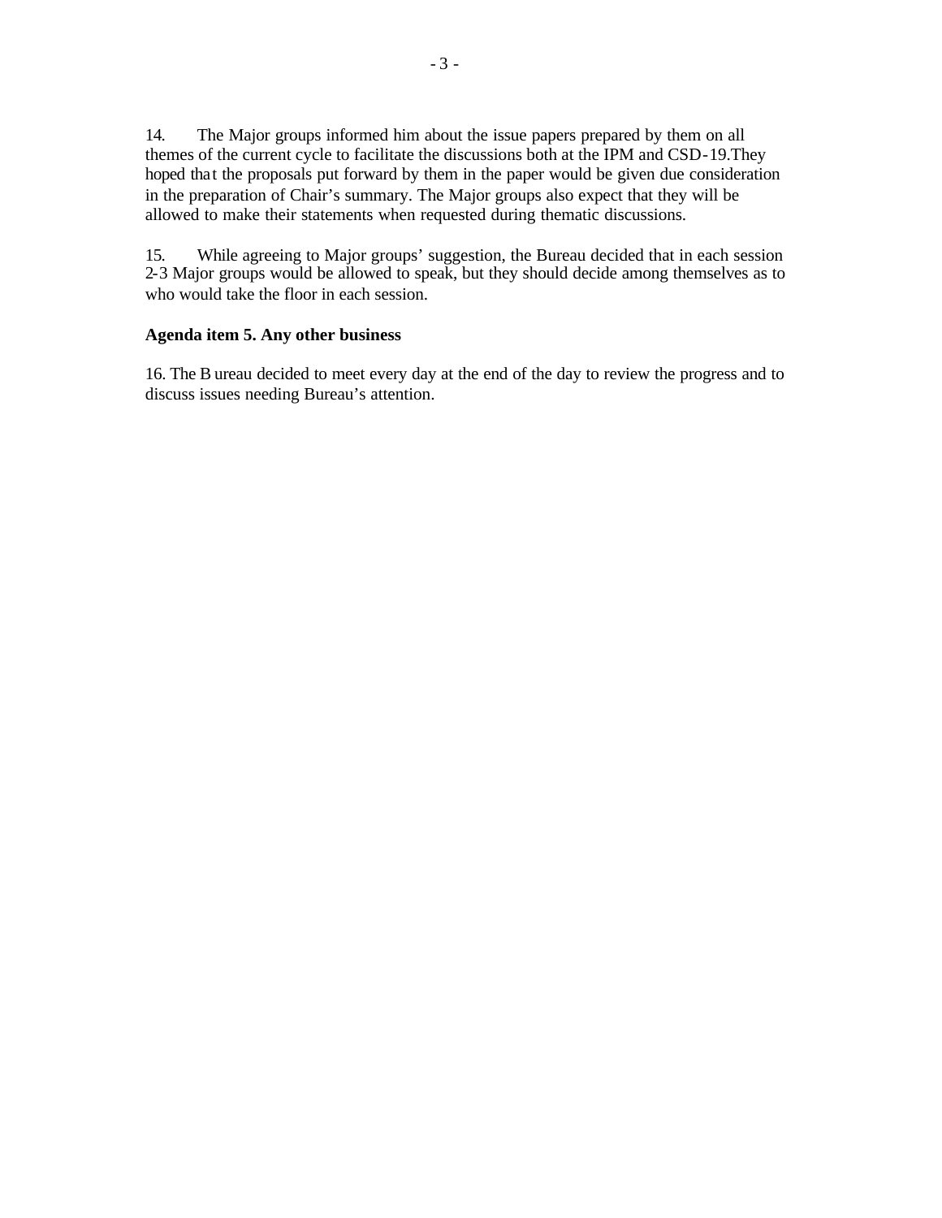14. The Major groups informed him about the issue papers prepared by them on all themes of the current cycle to facilitate the discussions both at the IPM and CSD-19.They hoped that the proposals put forward by them in the paper would be given due consideration in the preparation of Chair's summary. The Major groups also expect that they will be allowed to make their statements when requested during thematic discussions.

15. While agreeing to Major groups' suggestion, the Bureau decided that in each session 2-3 Major groups would be allowed to speak, but they should decide among themselves as to who would take the floor in each session.

**Agenda item 5. Any other business**

16. The Bureau decided to meet every day at the end of the day to review the progress and to discuss issues needing Bureau's attention.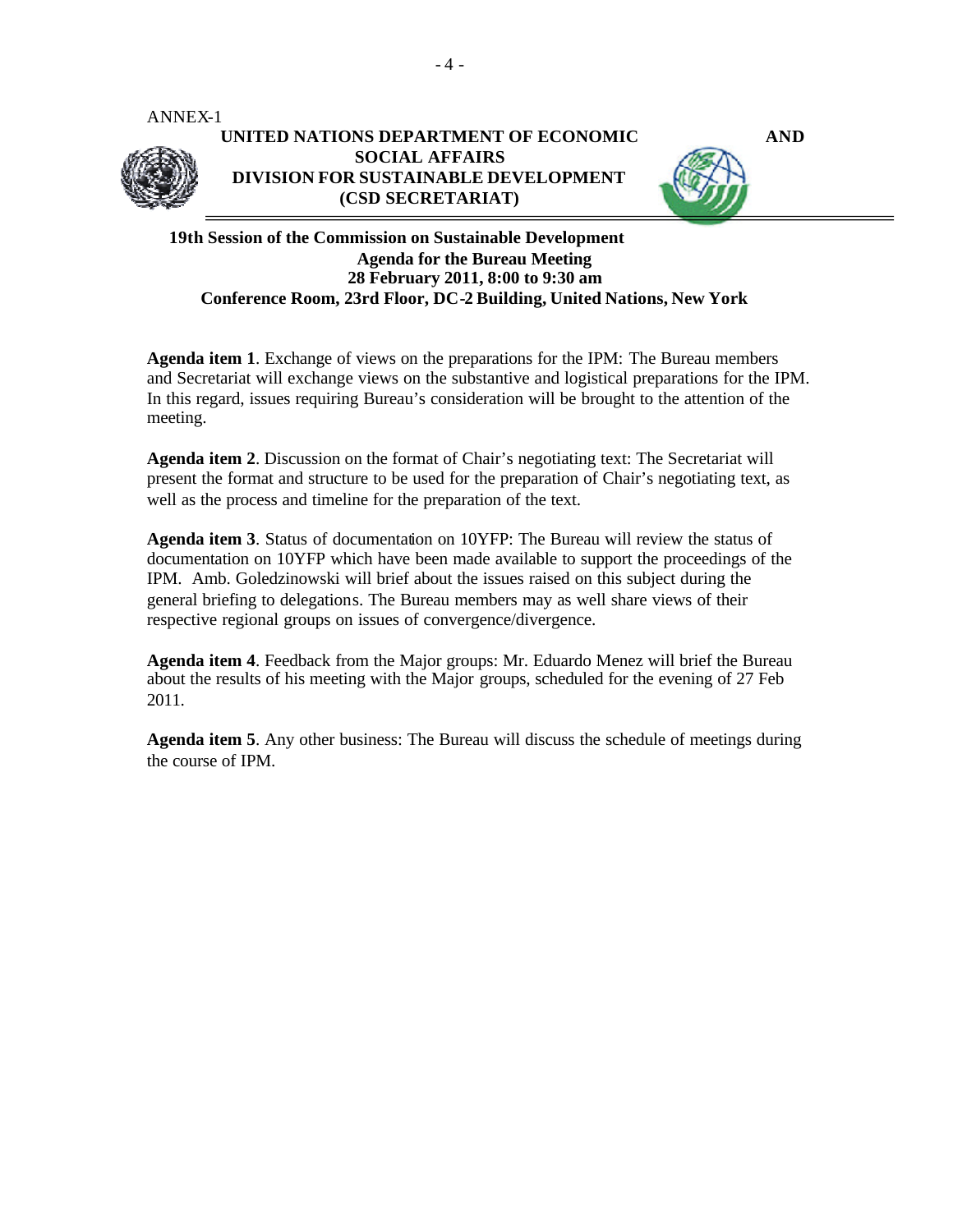ANNEX-1

**UNITED NATIONS DEPARTMENT OF ECONOMIC AND SOCIAL AFFAIRS**
**DIVISION FOR SUSTAINABLE DEVELOPMENT**
**(CSD SECRETARIAT)**

**19th Session of the Commission on Sustainable Development**
**Agenda for the Bureau Meeting**
**28 February 2011, 8:00 to 9:30 am**
**Conference Room, 23rd Floor, DC-2 Building, United Nations, New York**

**Agenda item 1**. Exchange of views on the preparations for the IPM: The Bureau members and Secretariat will exchange views on the substantive and logistical preparations for the IPM. In this regard, issues requiring Bureau's consideration will be brought to the attention of the meeting.

**Agenda item 2**. Discussion on the format of Chair's negotiating text: The Secretariat will present the format and structure to be used for the preparation of Chair's negotiating text, as well as the process and timeline for the preparation of the text.

**Agenda item 3**. Status of documentation on 10YFP: The Bureau will review the status of documentation on 10YFP which have been made available to support the proceedings of the IPM. Amb. Goledzinowski will brief about the issues raised on this subject during the general briefing to delegations. The Bureau members may as well share views of their respective regional groups on issues of convergence/divergence.

**Agenda item 4**. Feedback from the Major groups: Mr. Eduardo Menez will brief the Bureau about the results of his meeting with the Major groups, scheduled for the evening of 27 Feb 2011.

**Agenda item 5**. Any other business: The Bureau will discuss the schedule of meetings during the course of IPM.